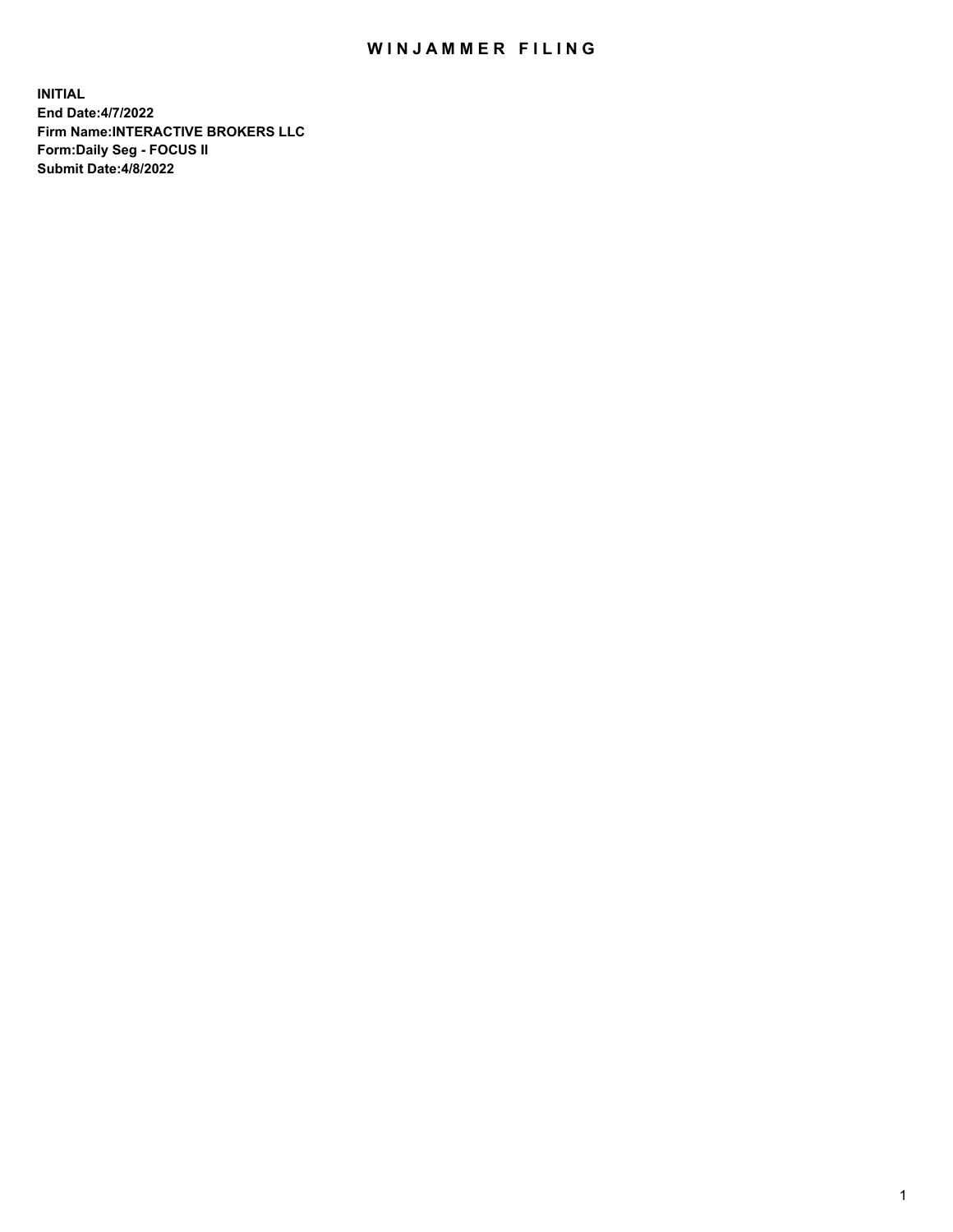# WINJAMMER FILING

**INITIAL**
**End Date:4/7/2022**
**Firm Name:INTERACTIVE BROKERS LLC**
**Form:Daily Seg - FOCUS II**
**Submit Date:4/8/2022**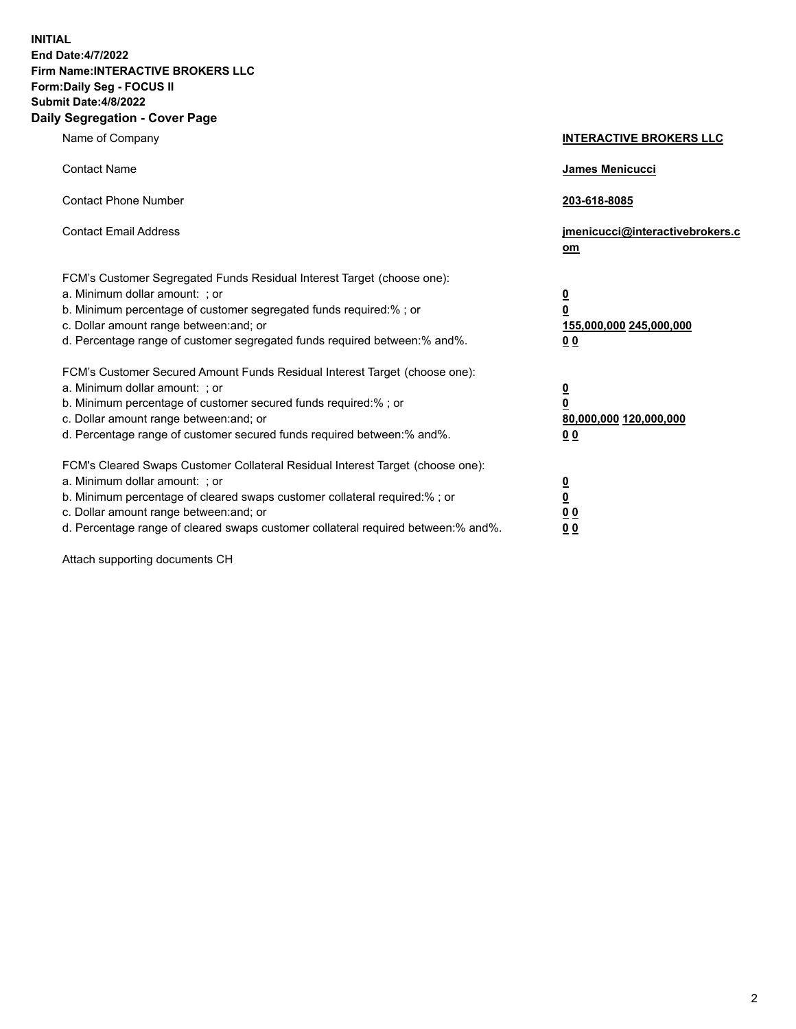**INITIAL**
**End Date:4/7/2022**
**Firm Name:INTERACTIVE BROKERS LLC**
**Form:Daily Seg - FOCUS II**
**Submit Date:4/8/2022**

## Daily Segregation - Cover Page

| | |
|---|---|
| Name of Company | **INTERACTIVE BROKERS LLC** |
| Contact Name | **James Menicucci** |
| Contact Phone Number | **203-618-8085** |
| Contact Email Address | **jmenicucci@interactivebrokers.com** |

FCM's Customer Segregated Funds Residual Interest Target (choose one):

| | |
|---|---|
| a. Minimum dollar amount: ; or | **0** |
| b. Minimum percentage of customer segregated funds required:% ; or | **0** |
| c. Dollar amount range between:and; or | **155,000,000 245,000,000** |
| d. Percentage range of customer segregated funds required between:% and%. | **0 0** |

FCM's Customer Secured Amount Funds Residual Interest Target (choose one):

| | |
|---|---|
| a. Minimum dollar amount: ; or | **0** |
| b. Minimum percentage of customer secured funds required:% ; or | **0** |
| c. Dollar amount range between:and; or | **80,000,000 120,000,000** |
| d. Percentage range of customer secured funds required between:% and%. | **0 0** |

FCM's Cleared Swaps Customer Collateral Residual Interest Target (choose one):

| | |
|---|---|
| a. Minimum dollar amount: ; or | **0** |
| b. Minimum percentage of cleared swaps customer collateral required:% ; or | **0** |
| c. Dollar amount range between:and; or | **0 0** |
| d. Percentage range of cleared swaps customer collateral required between:% and%. | **0 0** |

Attach supporting documents CH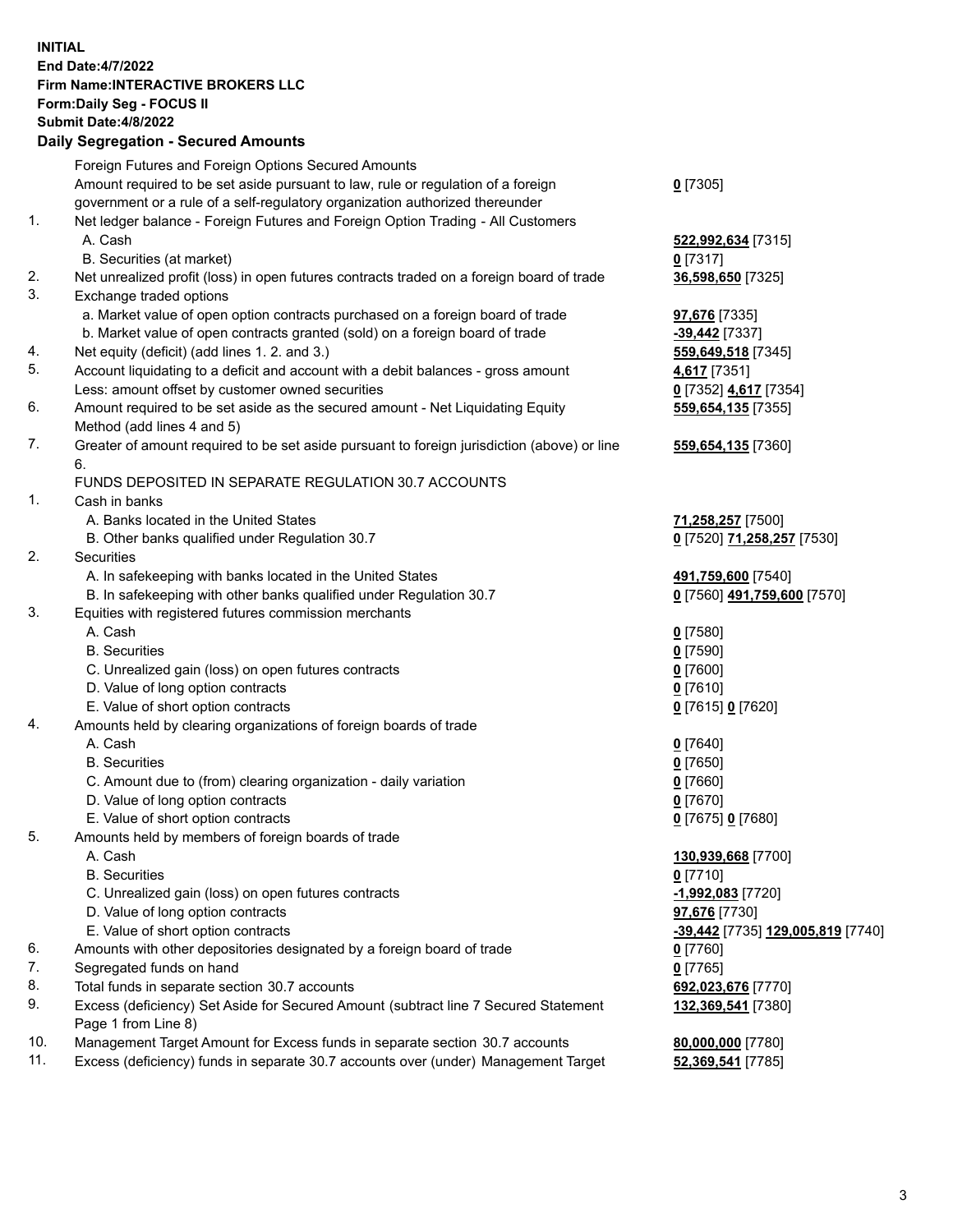**INITIAL**
**End Date:4/7/2022**
**Firm Name:INTERACTIVE BROKERS LLC**
**Form:Daily Seg - FOCUS II**
**Submit Date:4/8/2022**

## Daily Segregation - Secured Amounts

| | | |
|---|---|---|
| | Foreign Futures and Foreign Options Secured Amounts | |
| | Amount required to be set aside pursuant to law, rule or regulation of a foreign government or a rule of a self-regulatory organization authorized thereunder | **0** [7305] |
| 1. | Net ledger balance - Foreign Futures and Foreign Option Trading - All Customers | |
| | A. Cash | **522,992,634** [7315] |
| | B. Securities (at market) | **0** [7317] |
| 2. | Net unrealized profit (loss) in open futures contracts traded on a foreign board of trade | **36,598,650** [7325] |
| 3. | Exchange traded options | |
| | a. Market value of open option contracts purchased on a foreign board of trade | **97,676** [7335] |
| | b. Market value of open contracts granted (sold) on a foreign board of trade | **-39,442** [7337] |
| 4. | Net equity (deficit) (add lines 1. 2. and 3.) | **559,649,518** [7345] |
| 5. | Account liquidating to a deficit and account with a debit balances - gross amount | **4,617** [7351] |
| | Less: amount offset by customer owned securities | **0** [7352] **4,617** [7354] |
| 6. | Amount required to be set aside as the secured amount - Net Liquidating Equity Method (add lines 4 and 5) | **559,654,135** [7355] |
| 7. | Greater of amount required to be set aside pursuant to foreign jurisdiction (above) or line 6. | **559,654,135** [7360] |
| | FUNDS DEPOSITED IN SEPARATE REGULATION 30.7 ACCOUNTS | |
| 1. | Cash in banks | |
| | A. Banks located in the United States | **71,258,257** [7500] |
| | B. Other banks qualified under Regulation 30.7 | **0** [7520] **71,258,257** [7530] |
| 2. | Securities | |
| | A. In safekeeping with banks located in the United States | **491,759,600** [7540] |
| | B. In safekeeping with other banks qualified under Regulation 30.7 | **0** [7560] **491,759,600** [7570] |
| 3. | Equities with registered futures commission merchants | |
| | A. Cash | **0** [7580] |
| | B. Securities | **0** [7590] |
| | C. Unrealized gain (loss) on open futures contracts | **0** [7600] |
| | D. Value of long option contracts | **0** [7610] |
| | E. Value of short option contracts | **0** [7615] **0** [7620] |
| 4. | Amounts held by clearing organizations of foreign boards of trade | |
| | A. Cash | **0** [7640] |
| | B. Securities | **0** [7650] |
| | C. Amount due to (from) clearing organization - daily variation | **0** [7660] |
| | D. Value of long option contracts | **0** [7670] |
| | E. Value of short option contracts | **0** [7675] **0** [7680] |
| 5. | Amounts held by members of foreign boards of trade | |
| | A. Cash | **130,939,668** [7700] |
| | B. Securities | **0** [7710] |
| | C. Unrealized gain (loss) on open futures contracts | **-1,992,083** [7720] |
| | D. Value of long option contracts | **97,676** [7730] |
| | E. Value of short option contracts | **-39,442** [7735] **129,005,819** [7740] |
| 6. | Amounts with other depositories designated by a foreign board of trade | **0** [7760] |
| 7. | Segregated funds on hand | **0** [7765] |
| 8. | Total funds in separate section 30.7 accounts | **692,023,676** [7770] |
| 9. | Excess (deficiency) Set Aside for Secured Amount (subtract line 7 Secured Statement Page 1 from Line 8) | **132,369,541** [7380] |
| 10. | Management Target Amount for Excess funds in separate section 30.7 accounts | **80,000,000** [7780] |
| 11. | Excess (deficiency) funds in separate 30.7 accounts over (under) Management Target | **52,369,541** [7785] |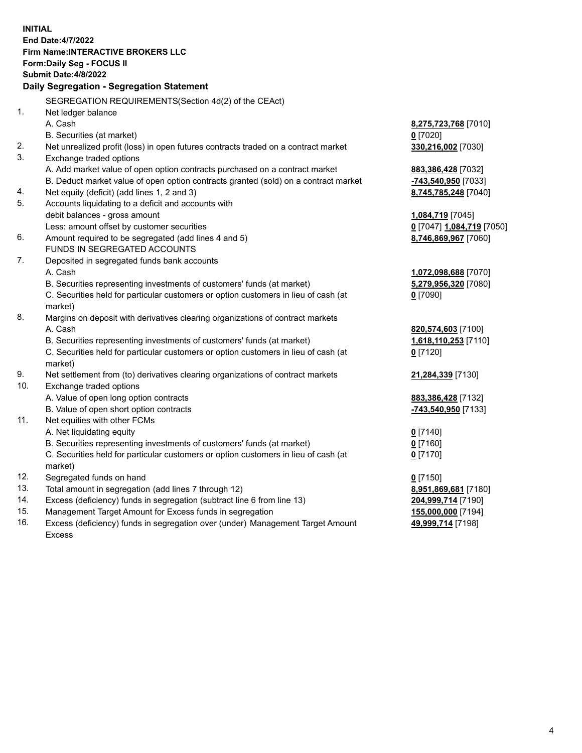**INITIAL**
**End Date:4/7/2022**
**Firm Name:INTERACTIVE BROKERS LLC**
**Form:Daily Seg - FOCUS II**
**Submit Date:4/8/2022**

## Daily Segregation - Segregation Statement

SEGREGATION REQUIREMENTS(Section 4d(2) of the CEAct)

| | | |
|---|---|---|
| 1. | Net ledger balance | |
| | A. Cash | **8,275,723,768** [7010] |
| | B. Securities (at market) | **0** [7020] |
| 2. | Net unrealized profit (loss) in open futures contracts traded on a contract market | **330,216,002** [7030] |
| 3. | Exchange traded options | |
| | A. Add market value of open option contracts purchased on a contract market | **883,386,428** [7032] |
| | B. Deduct market value of open option contracts granted (sold) on a contract market | **-743,540,950** [7033] |
| 4. | Net equity (deficit) (add lines 1, 2 and 3) | **8,745,785,248** [7040] |
| 5. | Accounts liquidating to a deficit and accounts with | |
| | debit balances - gross amount | **1,084,719** [7045] |
| | Less: amount offset by customer securities | **0** [7047] **1,084,719** [7050] |
| 6. | Amount required to be segregated (add lines 4 and 5) | **8,746,869,967** [7060] |
| | FUNDS IN SEGREGATED ACCOUNTS | |
| 7. | Deposited in segregated funds bank accounts | |
| | A. Cash | **1,072,098,688** [7070] |
| | B. Securities representing investments of customers' funds (at market) | **5,279,956,320** [7080] |
| | C. Securities held for particular customers or option customers in lieu of cash (at market) | **0** [7090] |
| 8. | Margins on deposit with derivatives clearing organizations of contract markets | |
| | A. Cash | **820,574,603** [7100] |
| | B. Securities representing investments of customers' funds (at market) | **1,618,110,253** [7110] |
| | C. Securities held for particular customers or option customers in lieu of cash (at market) | **0** [7120] |
| 9. | Net settlement from (to) derivatives clearing organizations of contract markets | **21,284,339** [7130] |
| 10. | Exchange traded options | |
| | A. Value of open long option contracts | **883,386,428** [7132] |
| | B. Value of open short option contracts | **-743,540,950** [7133] |
| 11. | Net equities with other FCMs | |
| | A. Net liquidating equity | **0** [7140] |
| | B. Securities representing investments of customers' funds (at market) | **0** [7160] |
| | C. Securities held for particular customers or option customers in lieu of cash (at market) | **0** [7170] |
| 12. | Segregated funds on hand | **0** [7150] |
| 13. | Total amount in segregation (add lines 7 through 12) | **8,951,869,681** [7180] |
| 14. | Excess (deficiency) funds in segregation (subtract line 6 from line 13) | **204,999,714** [7190] |
| 15. | Management Target Amount for Excess funds in segregation | **155,000,000** [7194] |
| 16. | Excess (deficiency) funds in segregation over (under) Management Target Amount Excess | **49,999,714** [7198] |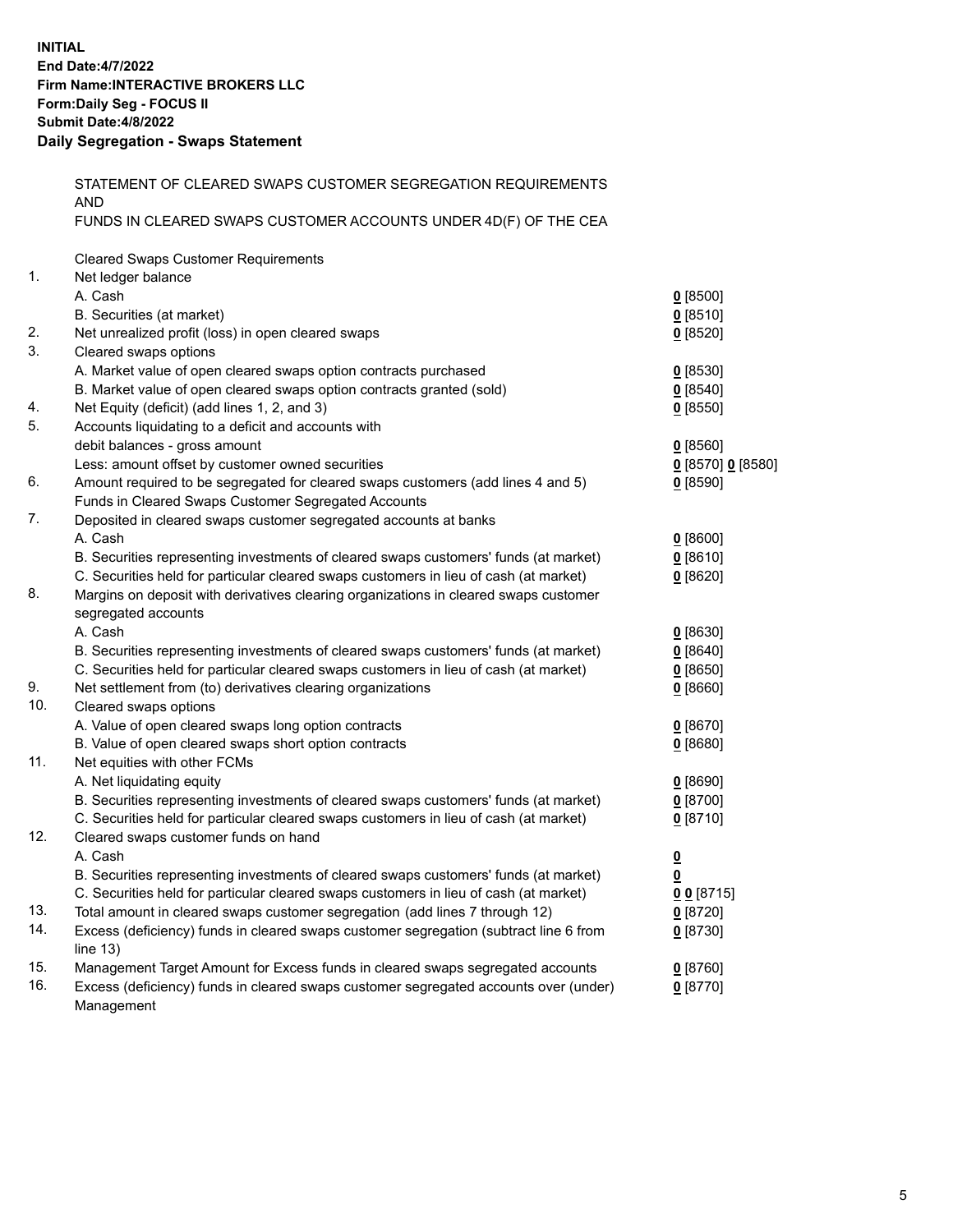**INITIAL**
**End Date:4/7/2022**
**Firm Name:INTERACTIVE BROKERS LLC**
**Form:Daily Seg - FOCUS II**
**Submit Date:4/8/2022**
**Daily Segregation - Swaps Statement**

STATEMENT OF CLEARED SWAPS CUSTOMER SEGREGATION REQUIREMENTS AND FUNDS IN CLEARED SWAPS CUSTOMER ACCOUNTS UNDER 4D(F) OF THE CEA

| | | |
|---|---|---|
| | Cleared Swaps Customer Requirements | |
| 1. | Net ledger balance | |
| | A. Cash | 0 [8500] |
| | B. Securities (at market) | 0 [8510] |
| 2. | Net unrealized profit (loss) in open cleared swaps | 0 [8520] |
| 3. | Cleared swaps options | |
| | A. Market value of open cleared swaps option contracts purchased | 0 [8530] |
| | B. Market value of open cleared swaps option contracts granted (sold) | 0 [8540] |
| 4. | Net Equity (deficit) (add lines 1, 2, and 3) | 0 [8550] |
| 5. | Accounts liquidating to a deficit and accounts with debit balances - gross amount | 0 [8560] |
| | Less: amount offset by customer owned securities | 0 [8570] 0 [8580] |
| 6. | Amount required to be segregated for cleared swaps customers (add lines 4 and 5) | 0 [8590] |
| | Funds in Cleared Swaps Customer Segregated Accounts | |
| 7. | Deposited in cleared swaps customer segregated accounts at banks | |
| | A. Cash | 0 [8600] |
| | B. Securities representing investments of cleared swaps customers' funds (at market) | 0 [8610] |
| | C. Securities held for particular cleared swaps customers in lieu of cash (at market) | 0 [8620] |
| 8. | Margins on deposit with derivatives clearing organizations in cleared swaps customer segregated accounts | |
| | A. Cash | 0 [8630] |
| | B. Securities representing investments of cleared swaps customers' funds (at market) | 0 [8640] |
| | C. Securities held for particular cleared swaps customers in lieu of cash (at market) | 0 [8650] |
| 9. | Net settlement from (to) derivatives clearing organizations | 0 [8660] |
| 10. | Cleared swaps options | |
| | A. Value of open cleared swaps long option contracts | 0 [8670] |
| | B. Value of open cleared swaps short option contracts | 0 [8680] |
| 11. | Net equities with other FCMs | |
| | A. Net liquidating equity | 0 [8690] |
| | B. Securities representing investments of cleared swaps customers' funds (at market) | 0 [8700] |
| | C. Securities held for particular cleared swaps customers in lieu of cash (at market) | 0 [8710] |
| 12. | Cleared swaps customer funds on hand | |
| | A. Cash | 0 |
| | B. Securities representing investments of cleared swaps customers' funds (at market) | 0 |
| | C. Securities held for particular cleared swaps customers in lieu of cash (at market) | 0 0 [8715] |
| 13. | Total amount in cleared swaps customer segregation (add lines 7 through 12) | 0 [8720] |
| 14. | Excess (deficiency) funds in cleared swaps customer segregation (subtract line 6 from line 13) | 0 [8730] |
| 15. | Management Target Amount for Excess funds in cleared swaps segregated accounts | 0 [8760] |
| 16. | Excess (deficiency) funds in cleared swaps customer segregated accounts over (under) Management | 0 [8770] |